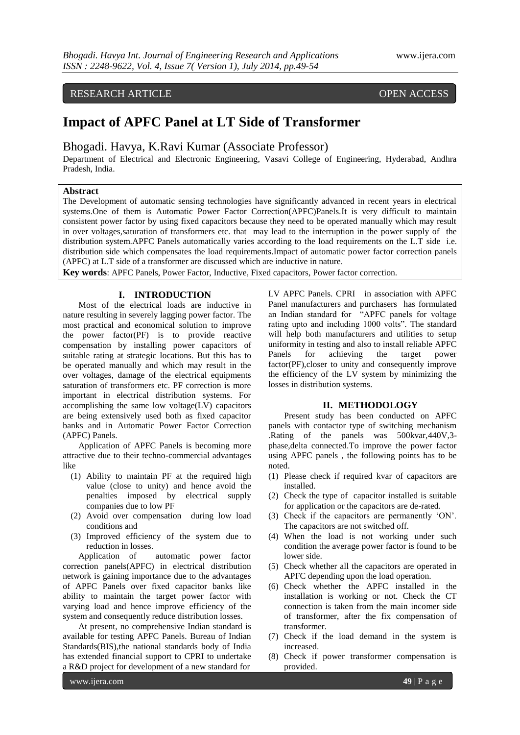RESEARCH ARTICLE OPEN ACCESS

# Impact of APFC Panel at LT Side of Transformer

Bhogadi. Havya, K.Ravi Kumar (Associate Professor)

Department of Electrical and Electronic Engineering, Vasavi College of Engineering, Hyderabad, Andhra Pradesh, India.

## Abstract

The Development of automatic sensing technologies have significantly advanced in recent years in electrical systems.One of them is Automatic Power Factor Correction(APFC)Panels.It is very difficult to maintain consistent power factor by using fixed capacitors because they need to be operated manually which may result in over voltages,saturation of transformers etc. that may lead to the interruption in the power supply of the distribution system.APFC Panels automatically varies according to the load requirements on the L.T side i.e. distribution side which compensates the load requirements.Impact of automatic power factor correction panels (APFC) at L.T side of a transformer are discussed which are inductive in nature.

**Key words**: APFC Panels, Power Factor, Inductive, Fixed capacitors, Power factor correction.

## I. INTRODUCTION

Most of the electrical loads are inductive in nature resulting in severely lagging power factor. The most practical and economical solution to improve the power factor(PF) is to provide reactive compensation by installing power capacitors of suitable rating at strategic locations. But this has to be operated manually and which may result in the over voltages, damage of the electrical equipments saturation of transformers etc. PF correction is more important in electrical distribution systems. For accomplishing the same low voltage(LV) capacitors are being extensively used both as fixed capacitor banks and in Automatic Power Factor Correction (APFC) Panels.

Application of APFC Panels is becoming more attractive due to their techno-commercial advantages like

1. Ability to maintain PF at the required high value (close to unity) and hence avoid the penalties imposed by electrical supply companies due to low PF
2. Avoid over compensation during low load conditions and
3. Improved efficiency of the system due to reduction in losses.

Application of automatic power factor correction panels(APFC) in electrical distribution network is gaining importance due to the advantages of APFC Panels over fixed capacitor banks like ability to maintain the target power factor with varying load and hence improve efficiency of the system and consequently reduce distribution losses.

At present, no comprehensive Indian standard is available for testing APFC Panels. Bureau of Indian Standards(BIS),the national standards body of India has extended financial support to CPRI to undertake a R&D project for development of a new standard for LV APFC Panels. CPRI in association with APFC Panel manufacturers and purchasers has formulated an Indian standard for "APFC panels for voltage rating upto and including 1000 volts". The standard will help both manufacturers and utilities to setup uniformity in testing and also to install reliable APFC Panels for achieving the target power factor(PF),closer to unity and consequently improve the efficiency of the LV system by minimizing the losses in distribution systems.

## II. METHODOLOGY

Present study has been conducted on APFC panels with contactor type of switching mechanism .Rating of the panels was 500kvar,440V,3-phase,delta connected.To improve the power factor using APFC panels , the following points has to be noted.

1. Please check if required kvar of capacitors are installed.
2. Check the type of capacitor installed is suitable for application or the capacitors are de-rated.
3. Check if the capacitors are permanently 'ON'. The capacitors are not switched off.
4. When the load is not working under such condition the average power factor is found to be lower side.
5. Check whether all the capacitors are operated in APFC depending upon the load operation.
6. Check whether the APFC installed in the installation is working or not. Check the CT connection is taken from the main incomer side of transformer, after the fix compensation of transformer.
7. Check if the load demand in the system is increased.
8. Check if power transformer compensation is provided.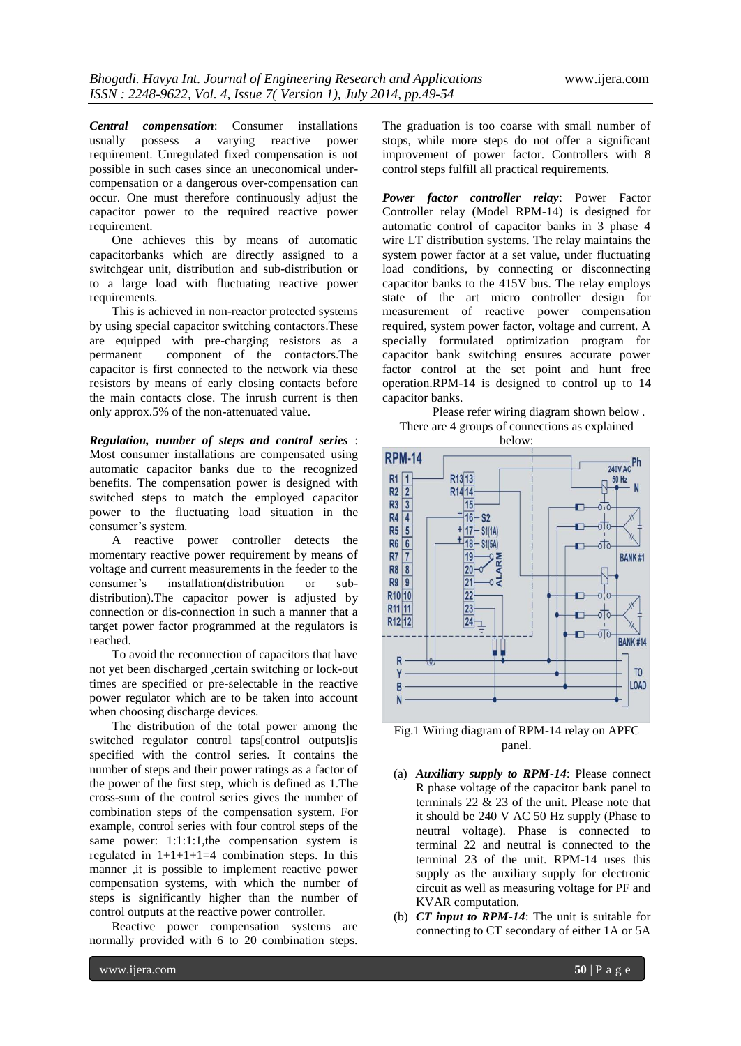***Central compensation***: Consumer installations usually possess a varying reactive power requirement. Unregulated fixed compensation is not possible in such cases since an uneconomical under-compensation or a dangerous over-compensation can occur. One must therefore continuously adjust the capacitor power to the required reactive power requirement.

One achieves this by means of automatic capacitorbanks which are directly assigned to a switchgear unit, distribution and sub-distribution or to a large load with fluctuating reactive power requirements.

This is achieved in non-reactor protected systems by using special capacitor switching contactors.These are equipped with pre-charging resistors as a permanent component of the contactors.The capacitor is first connected to the network via these resistors by means of early closing contacts before the main contacts close. The inrush current is then only approx.5% of the non-attenuated value.

***Regulation, number of steps and control series*** : Most consumer installations are compensated using automatic capacitor banks due to the recognized benefits. The compensation power is designed with switched steps to match the employed capacitor power to the fluctuating load situation in the consumer's system.

A reactive power controller detects the momentary reactive power requirement by means of voltage and current measurements in the feeder to the consumer's installation(distribution or sub-distribution).The capacitor power is adjusted by connection or dis-connection in such a manner that a target power factor programmed at the regulators is reached.

To avoid the reconnection of capacitors that have not yet been discharged ,certain switching or lock-out times are specified or pre-selectable in the reactive power regulator which are to be taken into account when choosing discharge devices.

The distribution of the total power among the switched regulator control taps[control outputs]is specified with the control series. It contains the number of steps and their power ratings as a factor of the power of the first step, which is defined as 1.The cross-sum of the control series gives the number of combination steps of the compensation system. For example, control series with four control steps of the same power: 1:1:1:1,the compensation system is regulated in 1+1+1+1=4 combination steps. In this manner ,it is possible to implement reactive power compensation systems, with which the number of steps is significantly higher than the number of control outputs at the reactive power controller.

Reactive power compensation systems are normally provided with 6 to 20 combination steps. The graduation is too coarse with small number of stops, while more steps do not offer a significant improvement of power factor. Controllers with 8 control steps fulfill all practical requirements.

***Power factor controller relay***: Power Factor Controller relay (Model RPM-14) is designed for automatic control of capacitor banks in 3 phase 4 wire LT distribution systems. The relay maintains the system power factor at a set value, under fluctuating load conditions, by connecting or disconnecting capacitor banks to the 415V bus. The relay employs state of the art micro controller design for measurement of reactive power compensation required, system power factor, voltage and current. A specially formulated optimization program for capacitor bank switching ensures accurate power factor control at the set point and hunt free operation.RPM-14 is designed to control up to 14 capacitor banks.

Please refer wiring diagram shown below . There are 4 groups of connections as explained below:

Fig.1 Wiring diagram of RPM-14 relay on APFC panel.

(a) ***Auxiliary supply to RPM-14***: Please connect R phase voltage of the capacitor bank panel to terminals 22 & 23 of the unit. Please note that it should be 240 V AC 50 Hz supply (Phase to neutral voltage). Phase is connected to terminal 22 and neutral is connected to the terminal 23 of the unit. RPM-14 uses this supply as the auxiliary supply for electronic circuit as well as measuring voltage for PF and KVAR computation.

(b) ***CT input to RPM-14***: The unit is suitable for connecting to CT secondary of either 1A or 5A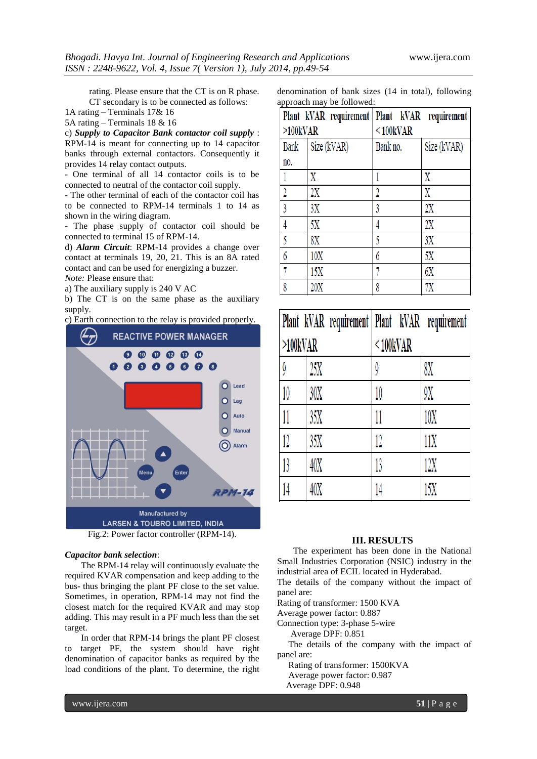rating. Please ensure that the CT is on R phase. CT secondary is to be connected as follows:

1A rating – Terminals 17& 16

5A rating – Terminals 18 & 16

c) ***Supply to Capacitor Bank contactor coil supply*** : RPM-14 is meant for connecting up to 14 capacitor banks through external contactors. Consequently it provides 14 relay contact outputs.

- One terminal of all 14 contactor coils is to be connected to neutral of the contactor coil supply.
- The other terminal of each of the contactor coil has to be connected to RPM-14 terminals 1 to 14 as shown in the wiring diagram.
- The phase supply of contactor coil should be connected to terminal 15 of RPM-14.

d) ***Alarm Circuit***: RPM-14 provides a change over contact at terminals 19, 20, 21. This is an 8A rated contact and can be used for energizing a buzzer.

*Note:* Please ensure that:

a) The auxiliary supply is 240 V AC

b) The CT is on the same phase as the auxiliary supply.

c) Earth connection to the relay is provided properly.

Fig.2: Power factor controller (RPM-14).

***Capacitor bank selection***:

The RPM-14 relay will continuously evaluate the required KVAR compensation and keep adding to the bus- thus bringing the plant PF close to the set value. Sometimes, in operation, RPM-14 may not find the closest match for the required KVAR and may stop adding. This may result in a PF much less than the set target.

In order that RPM-14 brings the plant PF closest to target PF, the system should have right denomination of capacitor banks as required by the load conditions of the plant. To determine, the right denomination of bank sizes (14 in total), following approach may be followed:

| Plant kVAR requirement >100kVAR | | Plant kVAR requirement <100kVAR | |
|---|---|---|---|
| Bank no. | Size (kVAR) | Bank no. | Size (kVAR) |
| 1 | X | 1 | X |
| 2 | 2X | 2 | X |
| 3 | 3X | 3 | 2X |
| 4 | 5X | 4 | 2X |
| 5 | 8X | 5 | 3X |
| 6 | 10X | 6 | 5X |
| 7 | 15X | 7 | 6X |
| 8 | 20X | 8 | 7X |
| 9 | 25X | 9 | 8X |
| 10 | 30X | 10 | 9X |
| 11 | 35X | 11 | 10X |
| 12 | 35X | 12 | 11X |
| 13 | 40X | 13 | 12X |
| 14 | 40X | 14 | 15X |

## III. RESULTS

The experiment has been done in the National Small Industries Corporation (NSIC) industry in the industrial area of ECIL located in Hyderabad.

The details of the company without the impact of panel are:

Rating of transformer: 1500 KVA

Average power factor: 0.887

Connection type: 3-phase 5-wire

Average DPF: 0.851

The details of the company with the impact of panel are:

Rating of transformer: 1500KVA

Average power factor: 0.987

Average DPF: 0.948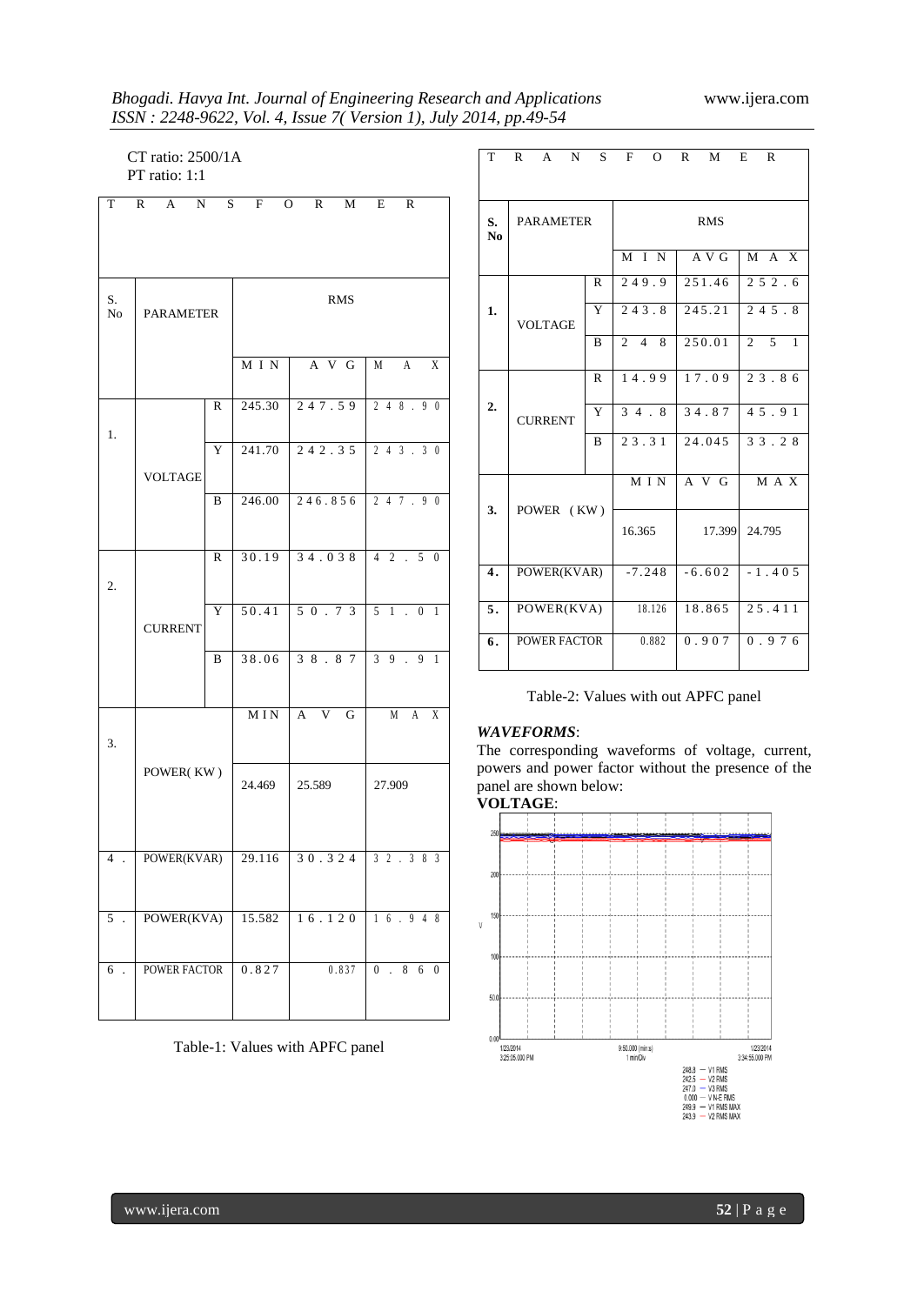CT ratio: 2500/1A
PT ratio: 1:1

| TRANSFORMER | | | | | |
|---|---|---|---|---|---|
| S. No | PARAMETER | | RMS | | |
| | | | MIN | AVG | MAX |
| 1. | VOLTAGE | R | 245.30 | 247.59 | 248.90 |
| | | Y | 241.70 | 242.35 | 243.30 |
| | | B | 246.00 | 246.856 | 247.90 |
| 2. | CURRENT | R | 30.19 | 34.038 | 42.50 |
| | | Y | 50.41 | 50.73 | 51.01 |
| | | B | 38.06 | 38.87 | 39.91 |
| 3. | POWER( KW ) | | MIN | AVG | MAX |
| | | | 24.469 | 25.589 | 27.909 |
| 4. | POWER(KVAR) | | 29.116 | 30.324 | 32.383 |
| 5. | POWER(KVA) | | 15.582 | 16.120 | 16.948 |
| 6. | POWER FACTOR | | 0.827 | 0.837 | 0.860 |

Table-1: Values with APFC panel

| TRANSFORMER | | | | | |
|---|---|---|---|---|---|
| S. No | PARAMETER | | RMS | | |
| | | | MIN | AVG | MAX |
| 1. | VOLTAGE | R | 249.9 | 251.46 | 252.6 |
| | | Y | 243.8 | 245.21 | 245.8 |
| | | B | 248 | 250.01 | 251 |
| 2. | CURRENT | R | 14.99 | 17.09 | 23.86 |
| | | Y | 34.8 | 34.87 | 45.91 |
| | | B | 23.31 | 24.045 | 33.28 |
| 3. | POWER (KW) | | MIN | AVG | MAX |
| | | | 16.365 | 17.399 | 24.795 |
| 4. | POWER(KVAR) | | -7.248 | -6.602 | -1.405 |
| 5. | POWER(KVA) | | 18.126 | 18.865 | 25.411 |
| 6. | POWER FACTOR | | 0.882 | 0.907 | 0.976 |

Table-2: Values with out APFC panel

***WAVEFORMS***:

The corresponding waveforms of voltage, current, powers and power factor without the presence of the panel are shown below:

**VOLTAGE**: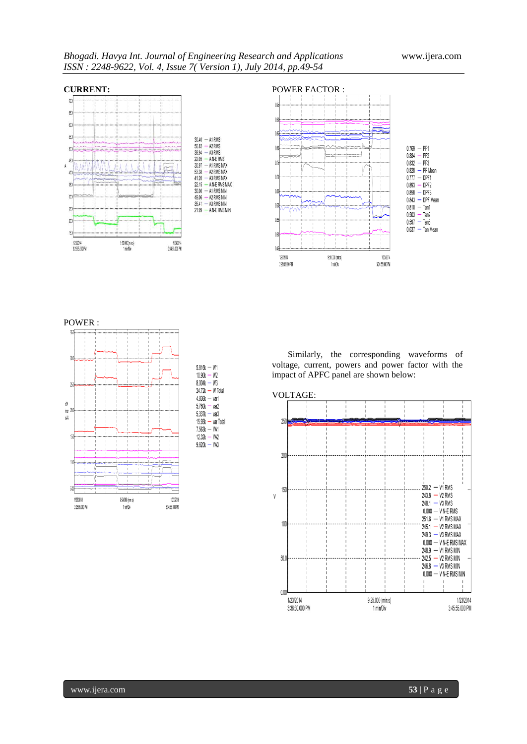**CURRENT:**

| | |
|---|---|
| 30.40 | A1 RMS |
| 50.62 | A2 RMS |
| 38.94 | A3 RMS |
| 22.06 | A N-E RMS |
| 30.97 | A1 RMS MAX |
| 53.38 | A2 RMS MAX |
| 41.20 | A3 RMS MAX |
| 22.15 | A N-E RMS MAX |
| 30.00 | A1 RMS MIN |
| 49.06 | A2 RMS MIN |
| 35.41 | A3 RMS MIN |
| 21.99 | A N-E RMS MIN |

POWER FACTOR :

| | |
|---|---|
| 0.769 | PF1 |
| 0.884 | PF2 |
| 0.832 | PF3 |
| 0.828 | PF Mean |
| 0.777 | DPF1 |
| 0.893 | DPF2 |
| 0.858 | DPF3 |
| 0.843 | DPF Mean |
| 0.810 | Tan1 |
| 0.503 | Tan2 |
| 0.597 | Tan3 |
| 0.637 | Tan Mean |

POWER :

| | |
|---|---|
| 5.816k | W1 |
| 10.90k | W2 |
| 8.004k | W3 |
| 24.72k | W Total |
| 4.836k | var1 |
| 5.760k | var2 |
| 5.337k | var3 |
| 15.93k | var Total |
| 7.563k | VA1 |
| 12.32k | VA2 |
| 9.620k | VA3 |

Similarly, the corresponding waveforms of voltage, current, powers and power factor with the impact of APFC panel are shown below:

VOLTAGE:

| | |
|---|---|
| 250.2 | V1 RMS |
| 243.8 | V2 RMS |
| 248.1 | V3 RMS |
| 0.000 | V N-E RMS |
| 251.6 | V1 RMS MAX |
| 245.1 | V2 RMS MAX |
| 249.3 | V3 RMS MAX |
| 0.000 | V N-E RMS MAX |
| 248.9 | V1 RMS MIN |
| 242.5 | V2 RMS MIN |
| 246.8 | V3 RMS MIN |
| 0.000 | V N-E RMS MIN |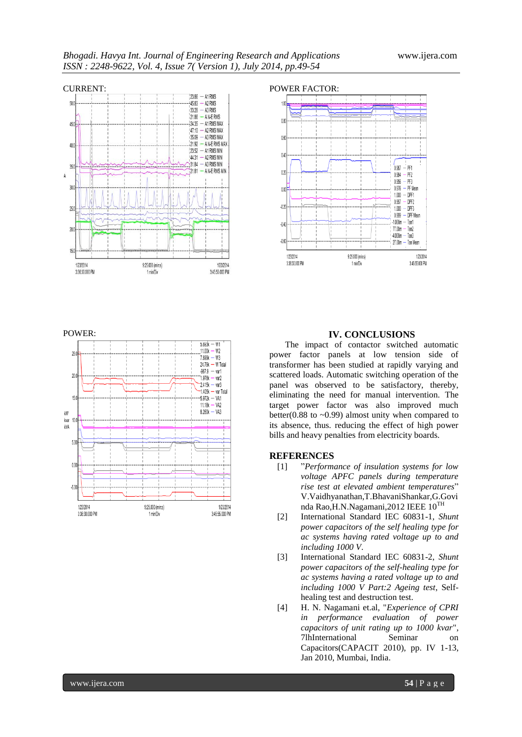CURRENT:

23.86 — A1 RMS
45.83 — A2 RMS
33.28 — A3 RMS
21.88 — A N-E RMS
24.35 — A1 RMS MAX
47.10 — A2 RMS MAX
35.09 — A3 RMS MAX
21.92 — A N-E RMS MAX
23.52 — A1 RMS MIN
44.31 — A2 RMS MIN
31.84 — A3 RMS MIN
21.81 — A N-E RMS MIN

A

50.0
45.0
40.0
35.0
30.0
25.0
20.0
15.0

1/23/2014
3:36:30.000 PM

9:25.000 (mins)
1 min/Div

1/23/2014
3:45:55.000 PM

POWER FACTOR:

0.987 — PF1
0.984 — PF2
0.956 — PF3
0.976 — PF Mean
1.000 — DPF1
0.997 — DPF2
1.000 — DPF3
0.999 — DPF Mean
-1.000m — Tan1
77.00m — Tan2
-4.000m — Tan3
27.00m — Tan Mean

1.00
0.80
0.60
0.40
0.20
0.00
-0.20
-0.40
-0.60

1/23/2014
3:36:30.000 PM

9:25.000 (mins)
1 min/Div

1/23/2014
3:45:55.000 PM

POWER:

5.893k — W1
11.00k — W2
7.889k — W3
24.79k — W Total
-967.9 — var1
1.978k — var2
-2.415k — var3
-1.405k — var Total
5.972k — VA1
11.18k — VA2
8.260k — VA3

kW
kvar
kVA

25.0
20.0
15.0
10.0
5.00
0.00
-5.00

1/23/2014
3:36:30.000 PM

9:25.000 (mins)
1 min/Div

1/23/2014
3:45:55.000 PM

## IV. CONCLUSIONS

The impact of contactor switched automatic power factor panels at low tension side of transformer has been studied at rapidly varying and scattered loads. Automatic switching operation of the panel was observed to be satisfactory, thereby, eliminating the need for manual intervention. The target power factor was also improved much better(0.88 to ~0.99) almost unity when compared to its absence, thus. reducing the effect of high power bills and heavy penalties from electricity boards.

## REFERENCES

[1] "*Performance of insulation systems for low voltage APFC panels during temperature rise test at elevated ambient temperatures*" V.Vaidhyanathan,T.BhavaniShankar,G.Govinda Rao,H.N.Nagamani,2012 IEEE 10TH

[2] International Standard IEC 60831-1, *Shunt power capacitors of the self healing type for ac systems having rated voltage up to and including 1000 V*.

[3] International Standard IEC 60831-2, *Shunt power capacitors of the self-healing type for ac systems having a rated voltage up to and including 1000 V Part:2 Ageing test*, Self-healing test and destruction test.

[4] H. N. Nagamani et.al, "*Experience of CPRI in performance evaluation of power capacitors of unit rating up to 1000 kvar*", 7lhInternational Seminar on Capacitors(CAPACIT 2010), pp. IV 1-13, Jan 2010, Mumbai, India.